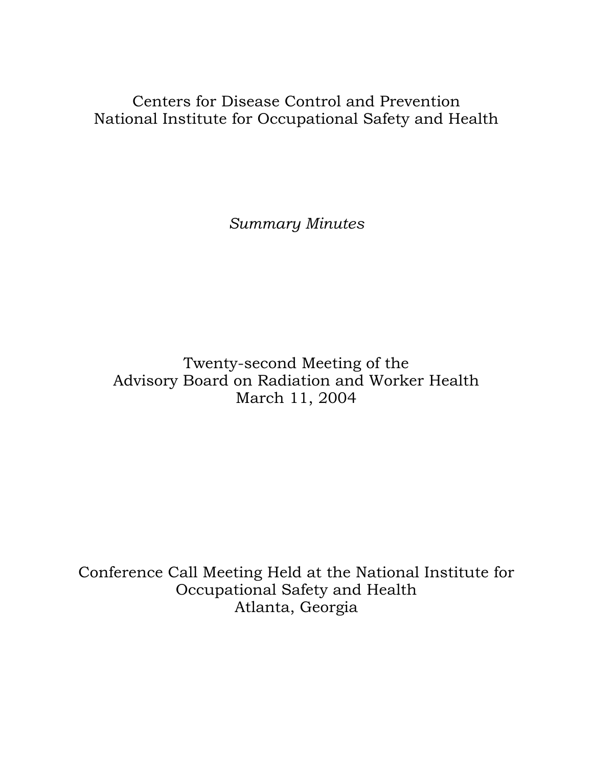Centers for Disease Control and Prevention
National Institute for Occupational Safety and Health

*Summary Minutes*

# Twenty-second Meeting of the Advisory Board on Radiation and Worker Health
March 11, 2004

Conference Call Meeting Held at the National Institute for Occupational Safety and Health
Atlanta, Georgia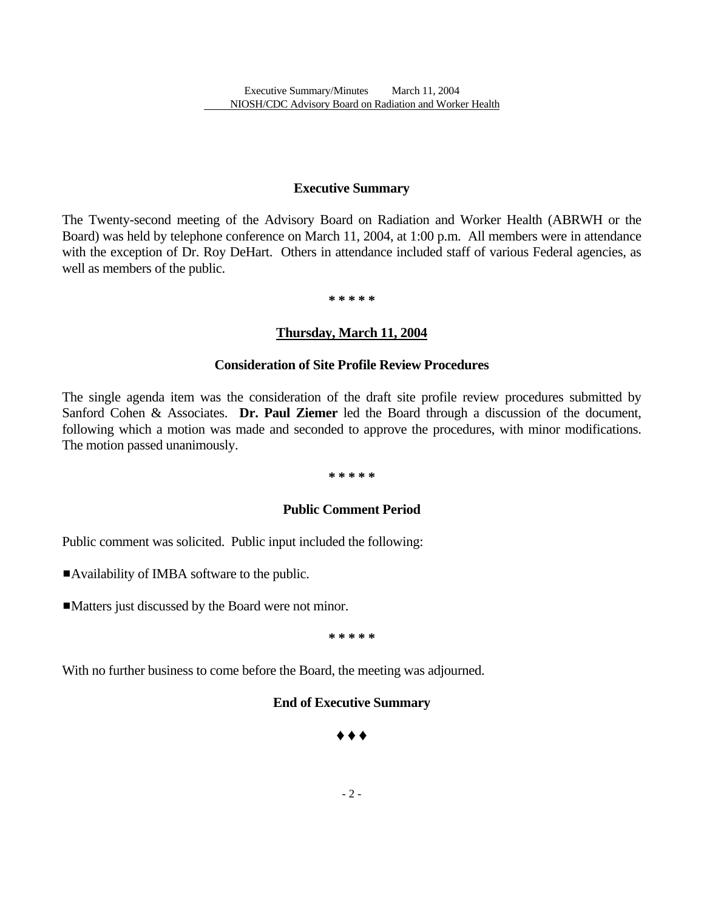## Executive Summary

The Twenty-second meeting of the Advisory Board on Radiation and Worker Health (ABRWH or the Board) was held by telephone conference on March 11, 2004, at 1:00 p.m. All members were in attendance with the exception of Dr. Roy DeHart. Others in attendance included staff of various Federal agencies, as well as members of the public.

\* \* \* \* \*

### Thursday, March 11, 2004

### Consideration of Site Profile Review Procedures

The single agenda item was the consideration of the draft site profile review procedures submitted by Sanford Cohen & Associates. **Dr. Paul Ziemer** led the Board through a discussion of the document, following which a motion was made and seconded to approve the procedures, with minor modifications. The motion passed unanimously.

\* \* \* \* \*

### Public Comment Period

Public comment was solicited. Public input included the following:

- Availability of IMBA software to the public.
- Matters just discussed by the Board were not minor.

\* \* \* \* \*

With no further business to come before the Board, the meeting was adjourned.

**End of Executive Summary**

♦ ♦ ♦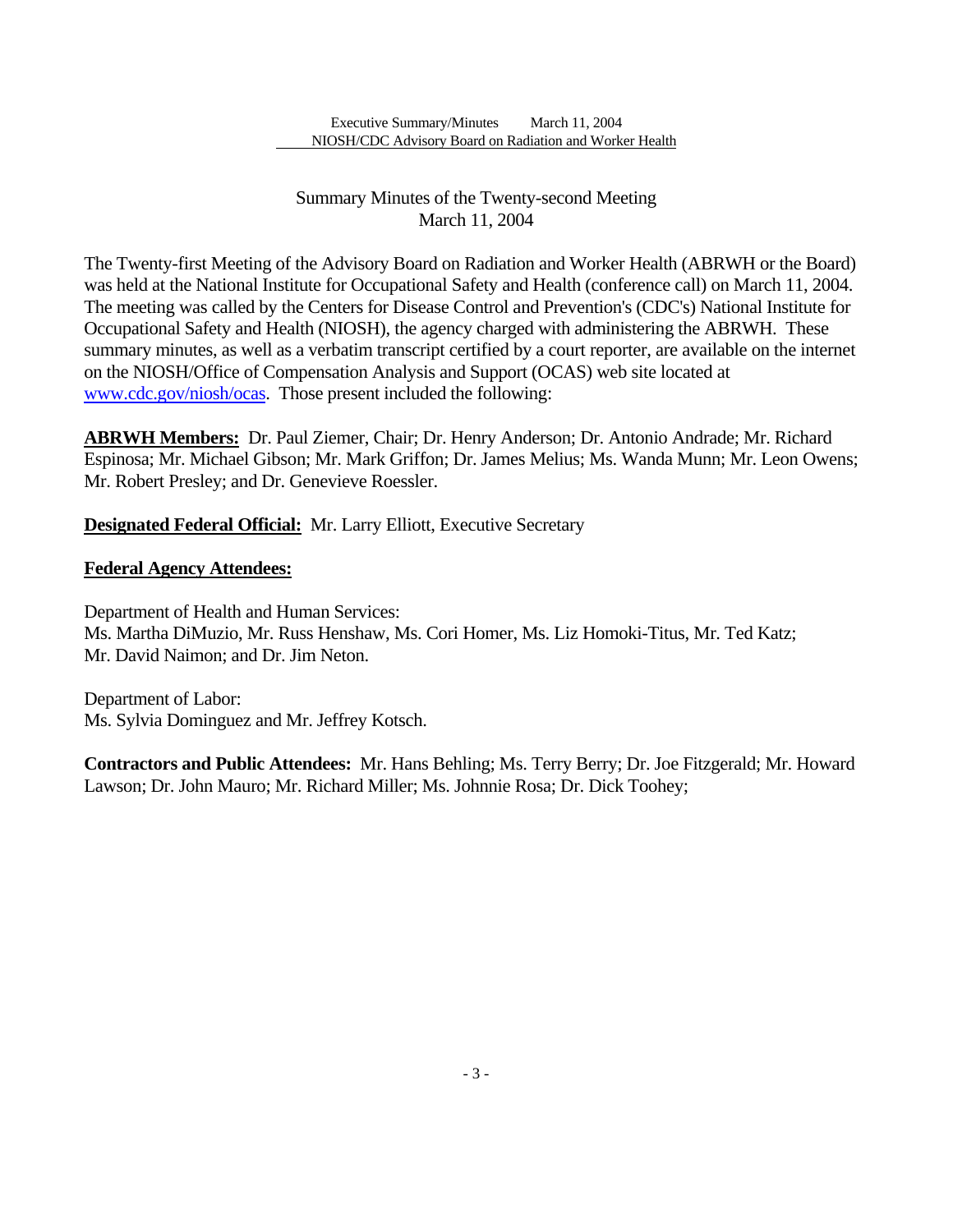Summary Minutes of the Twenty-second Meeting
March 11, 2004

The Twenty-first Meeting of the Advisory Board on Radiation and Worker Health (ABRWH or the Board) was held at the National Institute for Occupational Safety and Health (conference call) on March 11, 2004. The meeting was called by the Centers for Disease Control and Prevention's (CDC's) National Institute for Occupational Safety and Health (NIOSH), the agency charged with administering the ABRWH. These summary minutes, as well as a verbatim transcript certified by a court reporter, are available on the internet on the NIOSH/Office of Compensation Analysis and Support (OCAS) web site located at www.cdc.gov/niosh/ocas. Those present included the following:

**ABRWH Members:** Dr. Paul Ziemer, Chair; Dr. Henry Anderson; Dr. Antonio Andrade; Mr. Richard Espinosa; Mr. Michael Gibson; Mr. Mark Griffon; Dr. James Melius; Ms. Wanda Munn; Mr. Leon Owens; Mr. Robert Presley; and Dr. Genevieve Roessler.

**Designated Federal Official:** Mr. Larry Elliott, Executive Secretary

**Federal Agency Attendees:**

Department of Health and Human Services:
Ms. Martha DiMuzio, Mr. Russ Henshaw, Ms. Cori Homer, Ms. Liz Homoki-Titus, Mr. Ted Katz; Mr. David Naimon; and Dr. Jim Neton.

Department of Labor:
Ms. Sylvia Dominguez and Mr. Jeffrey Kotsch.

**Contractors and Public Attendees:** Mr. Hans Behling; Ms. Terry Berry; Dr. Joe Fitzgerald; Mr. Howard Lawson; Dr. John Mauro; Mr. Richard Miller; Ms. Johnnie Rosa; Dr. Dick Toohey;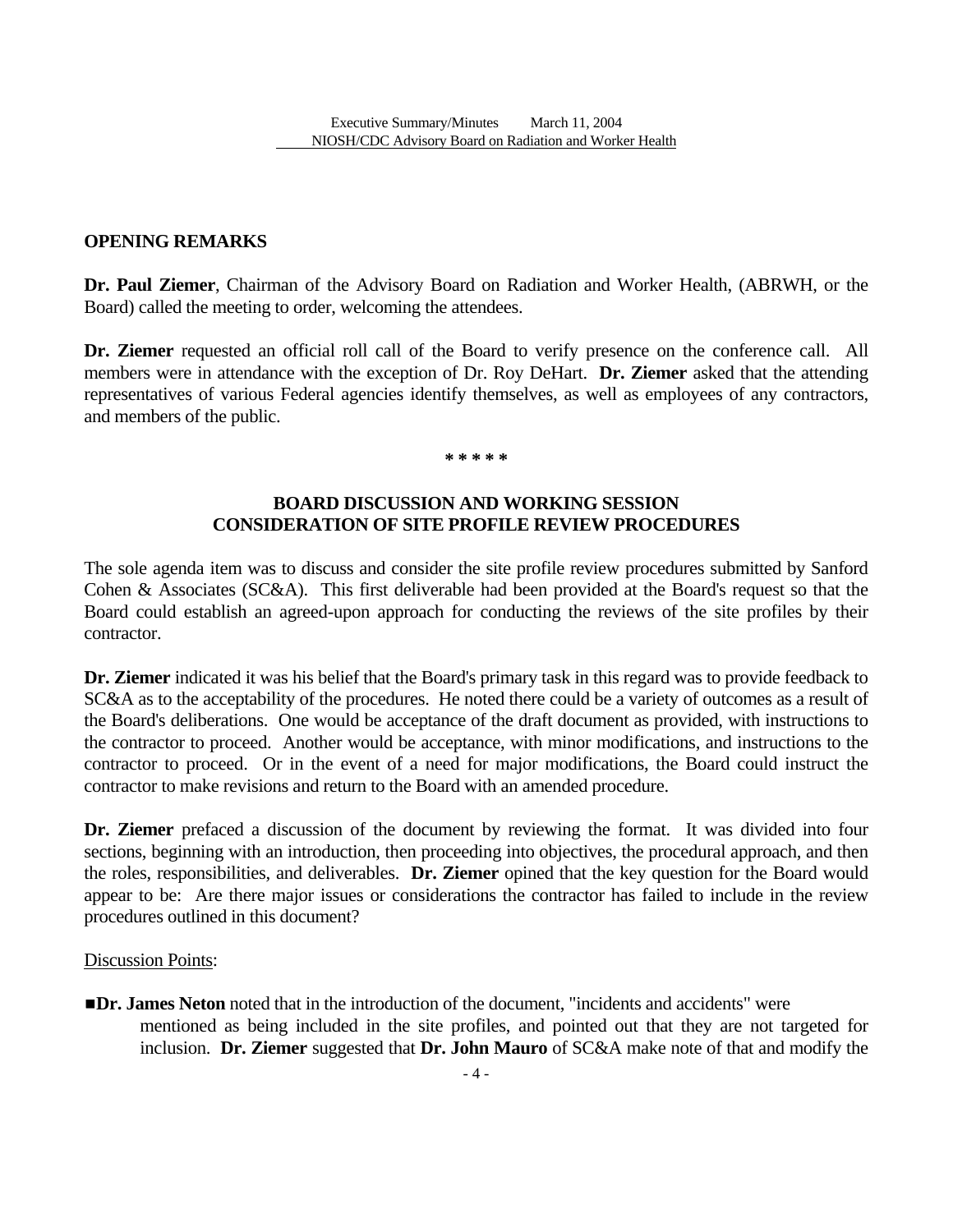## OPENING REMARKS

**Dr. Paul Ziemer**, Chairman of the Advisory Board on Radiation and Worker Health, (ABRWH, or the Board) called the meeting to order, welcoming the attendees.

**Dr. Ziemer** requested an official roll call of the Board to verify presence on the conference call. All members were in attendance with the exception of Dr. Roy DeHart. **Dr. Ziemer** asked that the attending representatives of various Federal agencies identify themselves, as well as employees of any contractors, and members of the public.

**\* \* \* \* \***

## BOARD DISCUSSION AND WORKING SESSION
## CONSIDERATION OF SITE PROFILE REVIEW PROCEDURES

The sole agenda item was to discuss and consider the site profile review procedures submitted by Sanford Cohen & Associates (SC&A). This first deliverable had been provided at the Board's request so that the Board could establish an agreed-upon approach for conducting the reviews of the site profiles by their contractor.

**Dr. Ziemer** indicated it was his belief that the Board's primary task in this regard was to provide feedback to SC&A as to the acceptability of the procedures. He noted there could be a variety of outcomes as a result of the Board's deliberations. One would be acceptance of the draft document as provided, with instructions to the contractor to proceed. Another would be acceptance, with minor modifications, and instructions to the contractor to proceed. Or in the event of a need for major modifications, the Board could instruct the contractor to make revisions and return to the Board with an amended procedure.

**Dr. Ziemer** prefaced a discussion of the document by reviewing the format. It was divided into four sections, beginning with an introduction, then proceeding into objectives, the procedural approach, and then the roles, responsibilities, and deliverables. **Dr. Ziemer** opined that the key question for the Board would appear to be: Are there major issues or considerations the contractor has failed to include in the review procedures outlined in this document?

Discussion Points:

- **Dr. James Neton** noted that in the introduction of the document, "incidents and accidents" were mentioned as being included in the site profiles, and pointed out that they are not targeted for inclusion. **Dr. Ziemer** suggested that **Dr. John Mauro** of SC&A make note of that and modify the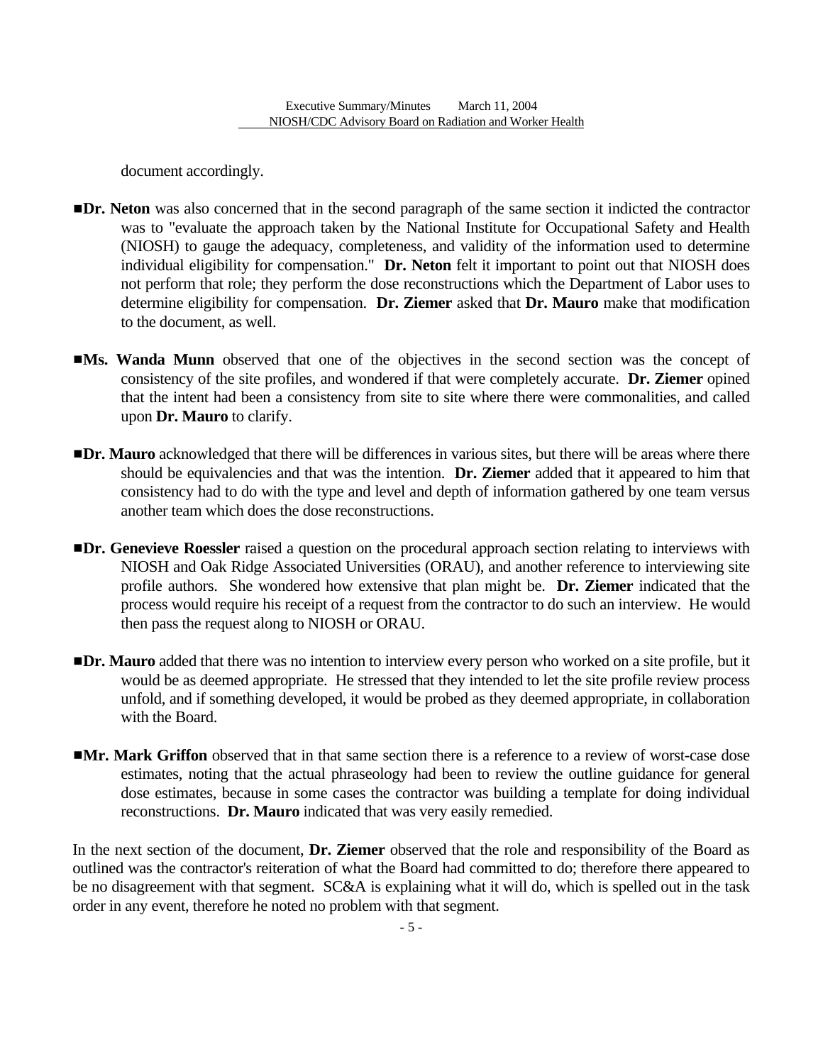document accordingly.

■**Dr. Neton** was also concerned that in the second paragraph of the same section it indicted the contractor was to "evaluate the approach taken by the National Institute for Occupational Safety and Health (NIOSH) to gauge the adequacy, completeness, and validity of the information used to determine individual eligibility for compensation." **Dr. Neton** felt it important to point out that NIOSH does not perform that role; they perform the dose reconstructions which the Department of Labor uses to determine eligibility for compensation. **Dr. Ziemer** asked that **Dr. Mauro** make that modification to the document, as well.

■**Ms. Wanda Munn** observed that one of the objectives in the second section was the concept of consistency of the site profiles, and wondered if that were completely accurate. **Dr. Ziemer** opined that the intent had been a consistency from site to site where there were commonalities, and called upon **Dr. Mauro** to clarify.

■**Dr. Mauro** acknowledged that there will be differences in various sites, but there will be areas where there should be equivalencies and that was the intention. **Dr. Ziemer** added that it appeared to him that consistency had to do with the type and level and depth of information gathered by one team versus another team which does the dose reconstructions.

■**Dr. Genevieve Roessler** raised a question on the procedural approach section relating to interviews with NIOSH and Oak Ridge Associated Universities (ORAU), and another reference to interviewing site profile authors. She wondered how extensive that plan might be. **Dr. Ziemer** indicated that the process would require his receipt of a request from the contractor to do such an interview. He would then pass the request along to NIOSH or ORAU.

■**Dr. Mauro** added that there was no intention to interview every person who worked on a site profile, but it would be as deemed appropriate. He stressed that they intended to let the site profile review process unfold, and if something developed, it would be probed as they deemed appropriate, in collaboration with the Board.

■**Mr. Mark Griffon** observed that in that same section there is a reference to a review of worst-case dose estimates, noting that the actual phraseology had been to review the outline guidance for general dose estimates, because in some cases the contractor was building a template for doing individual reconstructions. **Dr. Mauro** indicated that was very easily remedied.

In the next section of the document, **Dr. Ziemer** observed that the role and responsibility of the Board as outlined was the contractor's reiteration of what the Board had committed to do; therefore there appeared to be no disagreement with that segment. SC&A is explaining what it will do, which is spelled out in the task order in any event, therefore he noted no problem with that segment.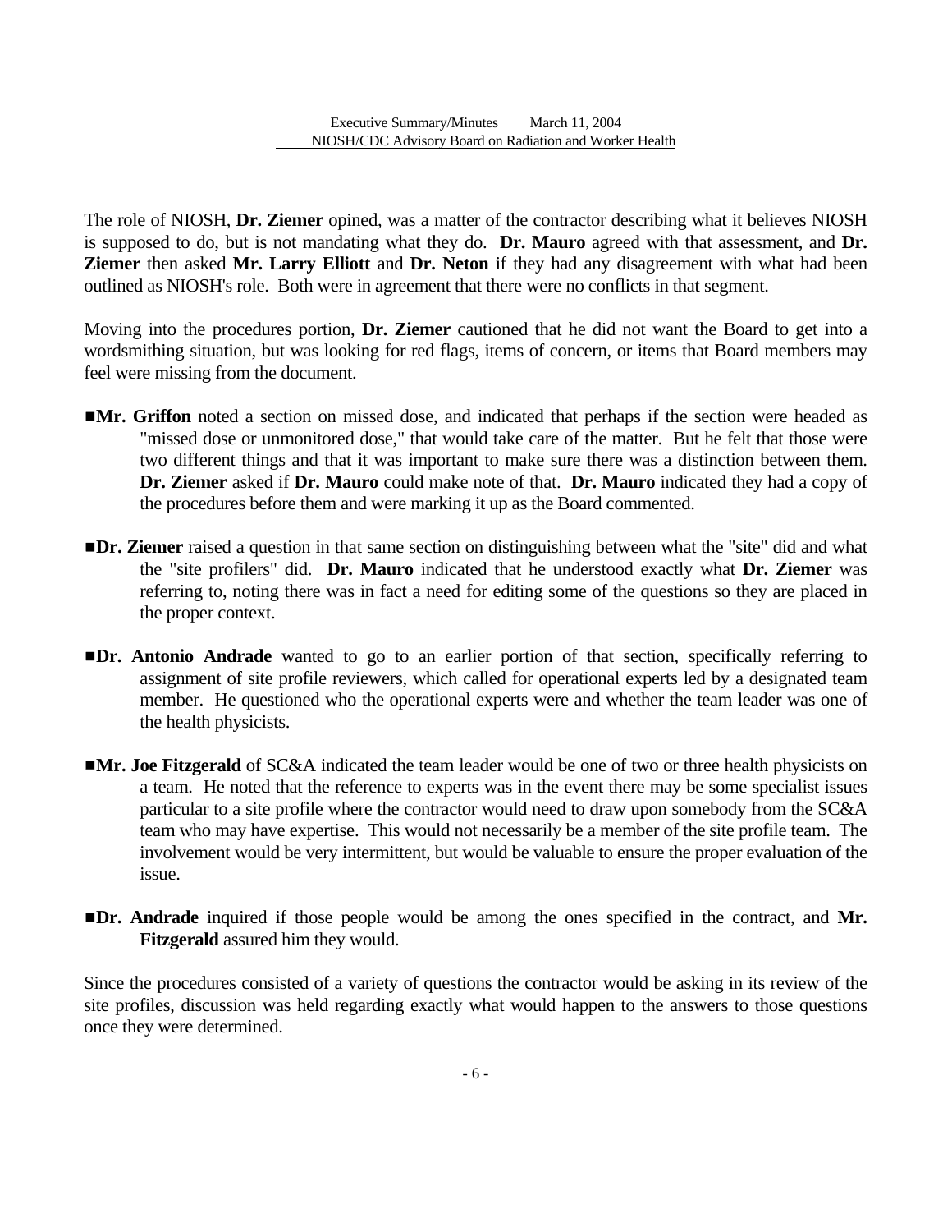The role of NIOSH, **Dr. Ziemer** opined, was a matter of the contractor describing what it believes NIOSH is supposed to do, but is not mandating what they do. **Dr. Mauro** agreed with that assessment, and **Dr. Ziemer** then asked **Mr. Larry Elliott** and **Dr. Neton** if they had any disagreement with what had been outlined as NIOSH's role. Both were in agreement that there were no conflicts in that segment.

Moving into the procedures portion, **Dr. Ziemer** cautioned that he did not want the Board to get into a wordsmithing situation, but was looking for red flags, items of concern, or items that Board members may feel were missing from the document.

- **Mr. Griffon** noted a section on missed dose, and indicated that perhaps if the section were headed as "missed dose or unmonitored dose," that would take care of the matter. But he felt that those were two different things and that it was important to make sure there was a distinction between them. **Dr. Ziemer** asked if **Dr. Mauro** could make note of that. **Dr. Mauro** indicated they had a copy of the procedures before them and were marking it up as the Board commented.

- **Dr. Ziemer** raised a question in that same section on distinguishing between what the "site" did and what the "site profilers" did. **Dr. Mauro** indicated that he understood exactly what **Dr. Ziemer** was referring to, noting there was in fact a need for editing some of the questions so they are placed in the proper context.

- **Dr. Antonio Andrade** wanted to go to an earlier portion of that section, specifically referring to assignment of site profile reviewers, which called for operational experts led by a designated team member. He questioned who the operational experts were and whether the team leader was one of the health physicists.

- **Mr. Joe Fitzgerald** of SC&A indicated the team leader would be one of two or three health physicists on a team. He noted that the reference to experts was in the event there may be some specialist issues particular to a site profile where the contractor would need to draw upon somebody from the SC&A team who may have expertise. This would not necessarily be a member of the site profile team. The involvement would be very intermittent, but would be valuable to ensure the proper evaluation of the issue.

- **Dr. Andrade** inquired if those people would be among the ones specified in the contract, and **Mr. Fitzgerald** assured him they would.

Since the procedures consisted of a variety of questions the contractor would be asking in its review of the site profiles, discussion was held regarding exactly what would happen to the answers to those questions once they were determined.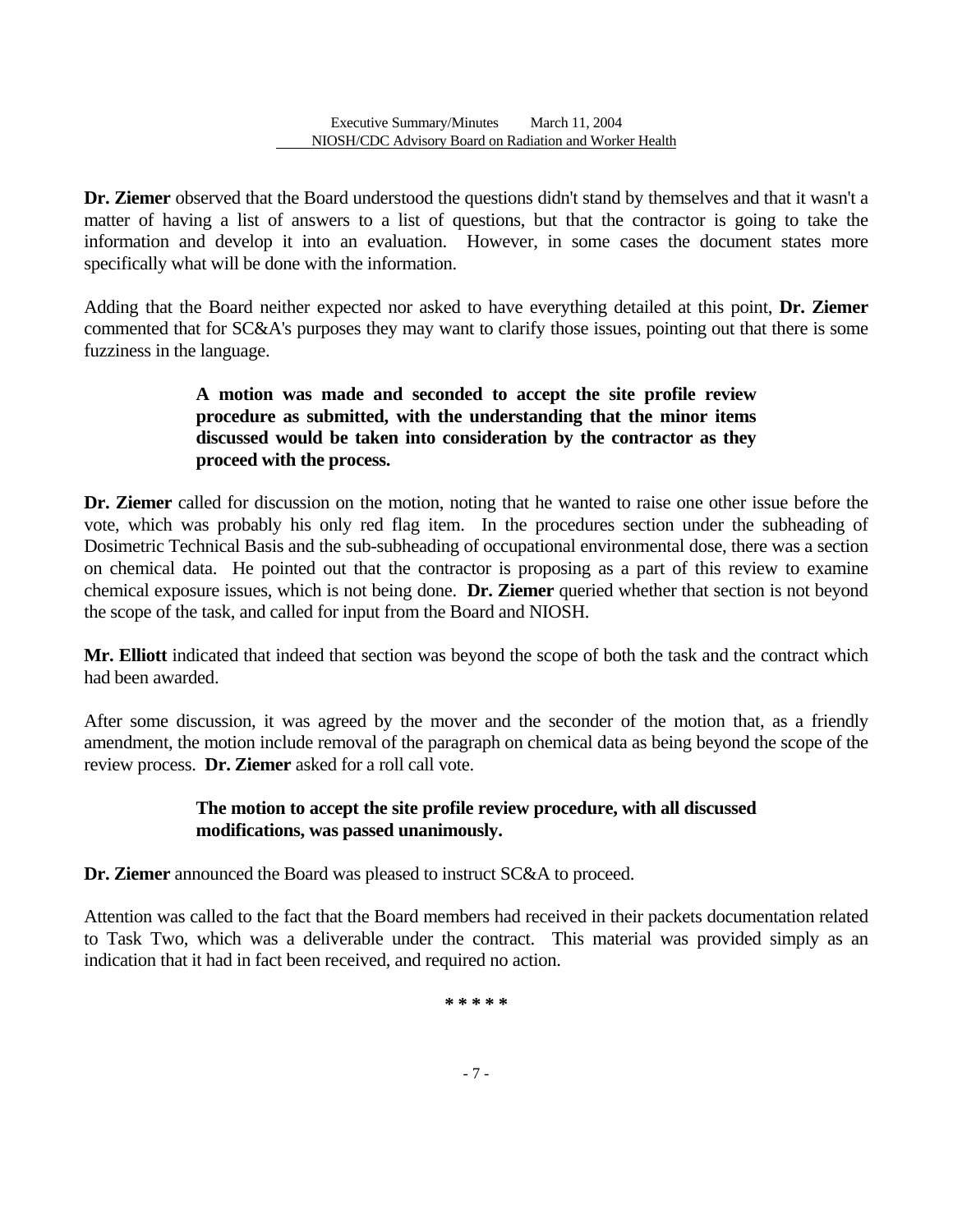**Dr. Ziemer** observed that the Board understood the questions didn't stand by themselves and that it wasn't a matter of having a list of answers to a list of questions, but that the contractor is going to take the information and develop it into an evaluation. However, in some cases the document states more specifically what will be done with the information.

Adding that the Board neither expected nor asked to have everything detailed at this point, **Dr. Ziemer** commented that for SC&A's purposes they may want to clarify those issues, pointing out that there is some fuzziness in the language.

> **A motion was made and seconded to accept the site profile review procedure as submitted, with the understanding that the minor items discussed would be taken into consideration by the contractor as they proceed with the process.**

**Dr. Ziemer** called for discussion on the motion, noting that he wanted to raise one other issue before the vote, which was probably his only red flag item. In the procedures section under the subheading of Dosimetric Technical Basis and the sub-subheading of occupational environmental dose, there was a section on chemical data. He pointed out that the contractor is proposing as a part of this review to examine chemical exposure issues, which is not being done. **Dr. Ziemer** queried whether that section is not beyond the scope of the task, and called for input from the Board and NIOSH.

**Mr. Elliott** indicated that indeed that section was beyond the scope of both the task and the contract which had been awarded.

After some discussion, it was agreed by the mover and the seconder of the motion that, as a friendly amendment, the motion include removal of the paragraph on chemical data as being beyond the scope of the review process. **Dr. Ziemer** asked for a roll call vote.

> **The motion to accept the site profile review procedure, with all discussed modifications, was passed unanimously.**

**Dr. Ziemer** announced the Board was pleased to instruct SC&A to proceed.

Attention was called to the fact that the Board members had received in their packets documentation related to Task Two, which was a deliverable under the contract. This material was provided simply as an indication that it had in fact been received, and required no action.

**\* \* \* \* \***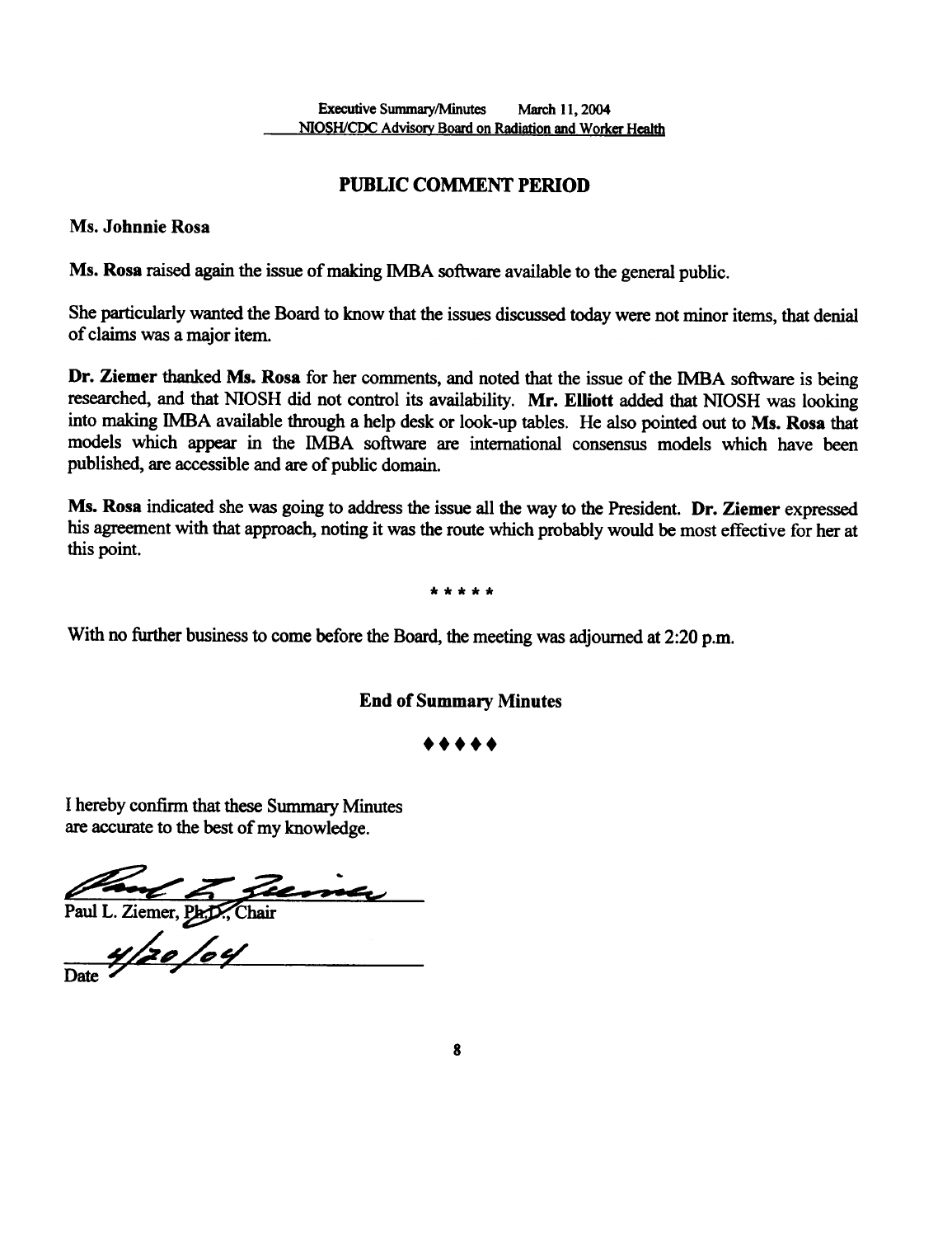## PUBLIC COMMENT PERIOD

**Ms. Johnnie Rosa**

**Ms. Rosa** raised again the issue of making IMBA software available to the general public.

She particularly wanted the Board to know that the issues discussed today were not minor items, that denial of claims was a major item.

**Dr. Ziemer** thanked **Ms. Rosa** for her comments, and noted that the issue of the IMBA software is being researched, and that NIOSH did not control its availability. **Mr. Elliott** added that NIOSH was looking into making IMBA available through a help desk or look-up tables. He also pointed out to **Ms. Rosa** that models which appear in the IMBA software are international consensus models which have been published, are accessible and are of public domain.

**Ms. Rosa** indicated she was going to address the issue all the way to the President. **Dr. Ziemer** expressed his agreement with that approach, noting it was the route which probably would be most effective for her at this point.

\* \* \* \* \*

With no further business to come before the Board, the meeting was adjourned at 2:20 p.m.

**End of Summary Minutes**

♦♦♦♦♦

I hereby confirm that these Summary Minutes are accurate to the best of my knowledge.

Paul L. Ziemer, Ph.D., Chair

4/20/04
Date